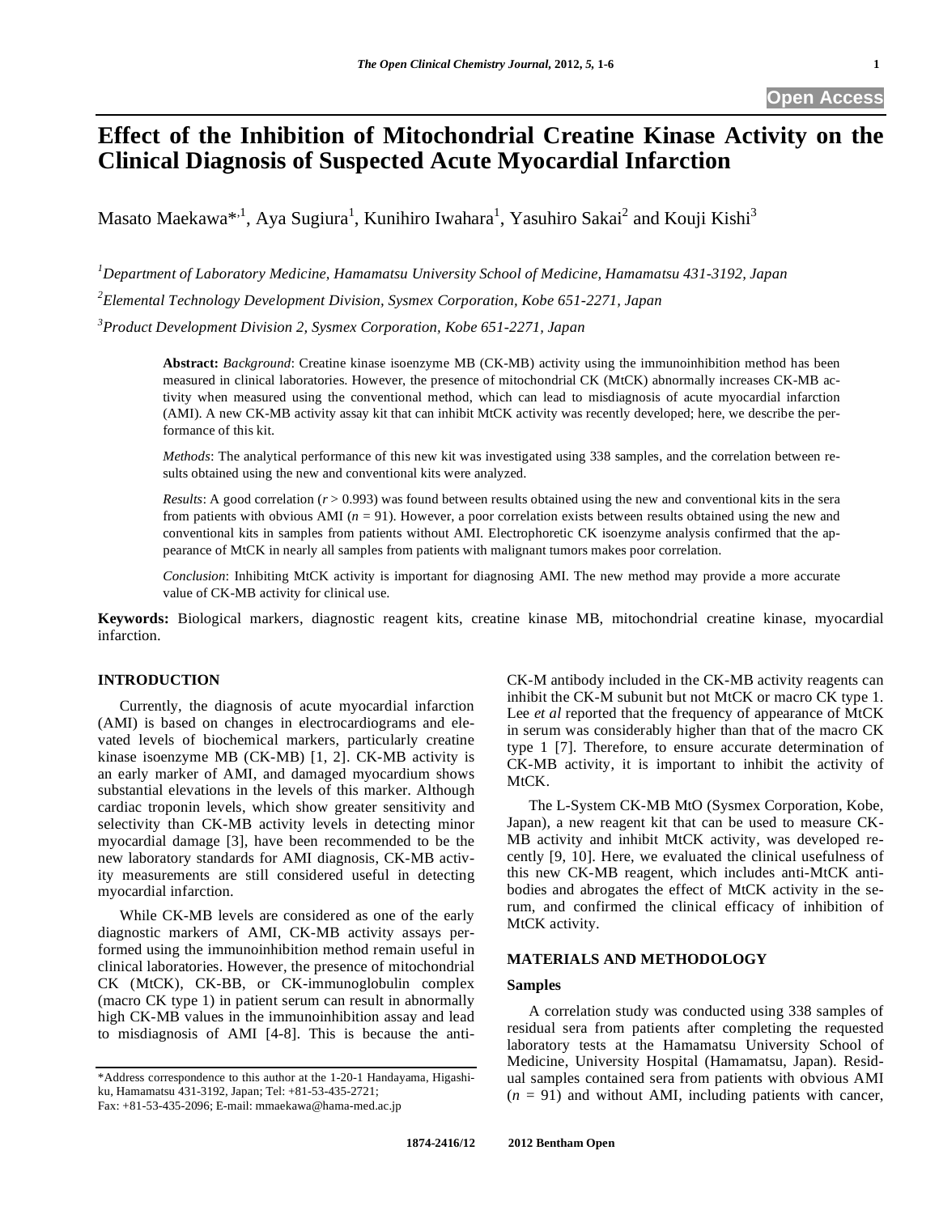**Open Access**

# Effect of the Inhibition of Mitochondrial Creatine Kinase Activity on the Clinical Diagnosis of Suspected Acute Myocardial Infarction

Masato Maekawa*[,1], Aya Sugiura[1], Kunihiro Iwahara[1], Yasuhiro Sakai[2] and Kouji Kishi[3]

[1]*Department of Laboratory Medicine, Hamamatsu University School of Medicine, Hamamatsu 431-3192, Japan*

[2]*Elemental Technology Development Division, Sysmex Corporation, Kobe 651-2271, Japan*

[3]*Product Development Division 2, Sysmex Corporation, Kobe 651-2271, Japan*

**Abstract:** *Background*: Creatine kinase isoenzyme MB (CK-MB) activity using the immunoinhibition method has been measured in clinical laboratories. However, the presence of mitochondrial CK (MtCK) abnormally increases CK-MB activity when measured using the conventional method, which can lead to misdiagnosis of acute myocardial infarction (AMI). A new CK-MB activity assay kit that can inhibit MtCK activity was recently developed; here, we describe the performance of this kit.

*Methods*: The analytical performance of this new kit was investigated using 338 samples, and the correlation between results obtained using the new and conventional kits were analyzed.

*Results*: A good correlation ($r > 0.993$) was found between results obtained using the new and conventional kits in the sera from patients with obvious AMI ($n = 91$). However, a poor correlation exists between results obtained using the new and conventional kits in samples from patients without AMI. Electrophoretic CK isoenzyme analysis confirmed that the appearance of MtCK in nearly all samples from patients with malignant tumors makes poor correlation.

*Conclusion*: Inhibiting MtCK activity is important for diagnosing AMI. The new method may provide a more accurate value of CK-MB activity for clinical use.

**Keywords:** Biological markers, diagnostic reagent kits, creatine kinase MB, mitochondrial creatine kinase, myocardial infarction.

## INTRODUCTION

Currently, the diagnosis of acute myocardial infarction (AMI) is based on changes in electrocardiograms and elevated levels of biochemical markers, particularly creatine kinase isoenzyme MB (CK-MB) [1, 2]. CK-MB activity is an early marker of AMI, and damaged myocardium shows substantial elevations in the levels of this marker. Although cardiac troponin levels, which show greater sensitivity and selectivity than CK-MB activity levels in detecting minor myocardial damage [3], have been recommended to be the new laboratory standards for AMI diagnosis, CK-MB activity measurements are still considered useful in detecting myocardial infarction.

While CK-MB levels are considered as one of the early diagnostic markers of AMI, CK-MB activity assays performed using the immunoinhibition method remain useful in clinical laboratories. However, the presence of mitochondrial CK (MtCK), CK-BB, or CK-immunoglobulin complex (macro CK type 1) in patient serum can result in abnormally high CK-MB values in the immunoinhibition assay and lead to misdiagnosis of AMI [4-8]. This is because the anti-CK-M antibody included in the CK-MB activity reagents can inhibit the CK-M subunit but not MtCK or macro CK type 1. Lee *et al* reported that the frequency of appearance of MtCK in serum was considerably higher than that of the macro CK type 1 [7]. Therefore, to ensure accurate determination of CK-MB activity, it is important to inhibit the activity of MtCK.

The L-System CK-MB MtO (Sysmex Corporation, Kobe, Japan), a new reagent kit that can be used to measure CK-MB activity and inhibit MtCK activity, was developed recently [9, 10]. Here, we evaluated the clinical usefulness of this new CK-MB reagent, which includes anti-MtCK antibodies and abrogates the effect of MtCK activity in the serum, and confirmed the clinical efficacy of inhibition of MtCK activity.

## MATERIALS AND METHODOLOGY

### Samples

A correlation study was conducted using 338 samples of residual sera from patients after completing the requested laboratory tests at the Hamamatsu University School of Medicine, University Hospital (Hamamatsu, Japan). Residual samples contained sera from patients with obvious AMI ($n = 91$) and without AMI, including patients with cancer,

*Address correspondence to this author at the 1-20-1 Handayama, Higashi-ku, Hamamatsu 431-3192, Japan; Tel: +81-53-435-2721; Fax: +81-53-435-2096; E-mail: mmaekawa@hama-med.ac.jp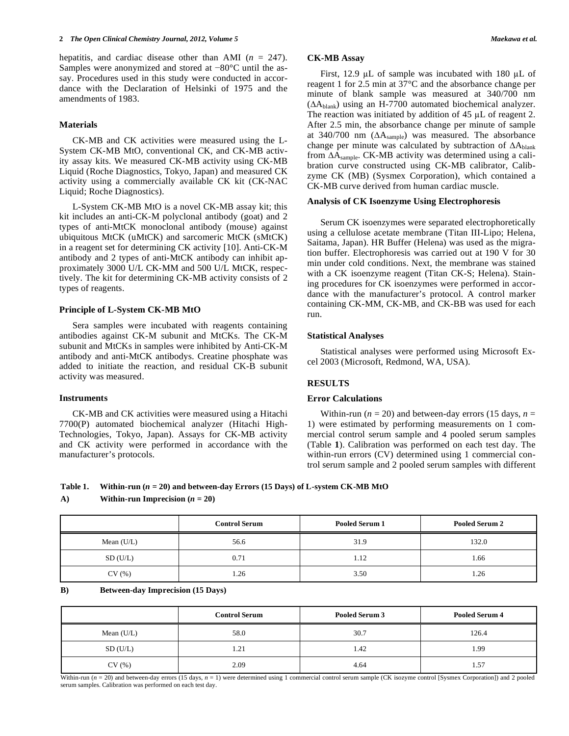hepatitis, and cardiac disease other than AMI ($n$ = 247). Samples were anonymized and stored at −80°C until the assay. Procedures used in this study were conducted in accordance with the Declaration of Helsinki of 1975 and the amendments of 1983.

### Materials

CK-MB and CK activities were measured using the L-System CK-MB MtO, conventional CK, and CK-MB activity assay kits. We measured CK-MB activity using CK-MB Liquid (Roche Diagnostics, Tokyo, Japan) and measured CK activity using a commercially available CK kit (CK-NAC Liquid; Roche Diagnostics).

L-System CK-MB MtO is a novel CK-MB assay kit; this kit includes an anti-CK-M polyclonal antibody (goat) and 2 types of anti-MtCK monoclonal antibody (mouse) against ubiquitous MtCK (uMtCK) and sarcomeric MtCK (sMtCK) in a reagent set for determining CK activity [10]. Anti-CK-M antibody and 2 types of anti-MtCK antibody can inhibit approximately 3000 U/L CK-MM and 500 U/L MtCK, respectively. The kit for determining CK-MB activity consists of 2 types of reagents.

### Principle of L-System CK-MB MtO

Sera samples were incubated with reagents containing antibodies against CK-M subunit and MtCKs. The CK-M subunit and MtCKs in samples were inhibited by Anti-CK-M antibody and anti-MtCK antibodys. Creatine phosphate was added to initiate the reaction, and residual CK-B subunit activity was measured.

### Instruments

CK-MB and CK activities were measured using a Hitachi 7700(P) automated biochemical analyzer (Hitachi High-Technologies, Tokyo, Japan). Assays for CK-MB activity and CK activity were performed in accordance with the manufacturer's protocols.

### CK-MB Assay

First, 12.9 μL of sample was incubated with 180 μL of reagent 1 for 2.5 min at 37°C and the absorbance change per minute of blank sample was measured at 340/700 nm ($\Delta A_{blank}$) using an H-7700 automated biochemical analyzer. The reaction was initiated by addition of 45 μL of reagent 2. After 2.5 min, the absorbance change per minute of sample at 340/700 nm ($\Delta A_{sample}$) was measured. The absorbance change per minute was calculated by subtraction of $\Delta A_{blank}$ from $\Delta A_{sample}$. CK-MB activity was determined using a calibration curve constructed using CK-MB calibrator, Calibzyme CK (MB) (Sysmex Corporation), which contained a CK-MB curve derived from human cardiac muscle.

### Analysis of CK Isoenzyme Using Electrophoresis

Serum CK isoenzymes were separated electrophoretically using a cellulose acetate membrane (Titan III-Lipo; Helena, Saitama, Japan). HR Buffer (Helena) was used as the migration buffer. Electrophoresis was carried out at 190 V for 30 min under cold conditions. Next, the membrane was stained with a CK isoenzyme reagent (Titan CK-S; Helena). Staining procedures for CK isoenzymes were performed in accordance with the manufacturer's protocol. A control marker containing CK-MM, CK-MB, and CK-BB was used for each run.

### Statistical Analyses

Statistical analyses were performed using Microsoft Excel 2003 (Microsoft, Redmond, WA, USA).

## RESULTS

### Error Calculations

Within-run ($n$ = 20) and between-day errors (15 days, $n$ = 1) were estimated by performing measurements on 1 commercial control serum sample and 4 pooled serum samples (Table **1**). Calibration was performed on each test day. The within-run errors (CV) determined using 1 commercial control serum sample and 2 pooled serum samples with different

**Table 1. Within-run ($n$ = 20) and between-day Errors (15 Days) of L-system CK-MB MtO**

**A) Within-run Imprecision ($n$ = 20)**

| | Control Serum | Pooled Serum 1 | Pooled Serum 2 |
|---|---|---|---|
| Mean (U/L) | 56.6 | 31.9 | 132.0 |
| SD (U/L) | 0.71 | 1.12 | 1.66 |
| CV (%) | 1.26 | 3.50 | 1.26 |

**B) Between-day Imprecision (15 Days)**

| | Control Serum | Pooled Serum 3 | Pooled Serum 4 |
|---|---|---|---|
| Mean (U/L) | 58.0 | 30.7 | 126.4 |
| SD (U/L) | 1.21 | 1.42 | 1.99 |
| CV (%) | 2.09 | 4.64 | 1.57 |

Within-run ($n$ = 20) and between-day errors (15 days, $n$ = 1) were determined using 1 commercial control serum sample (CK isozyme control [Sysmex Corporation]) and 2 pooled serum samples. Calibration was performed on each test day.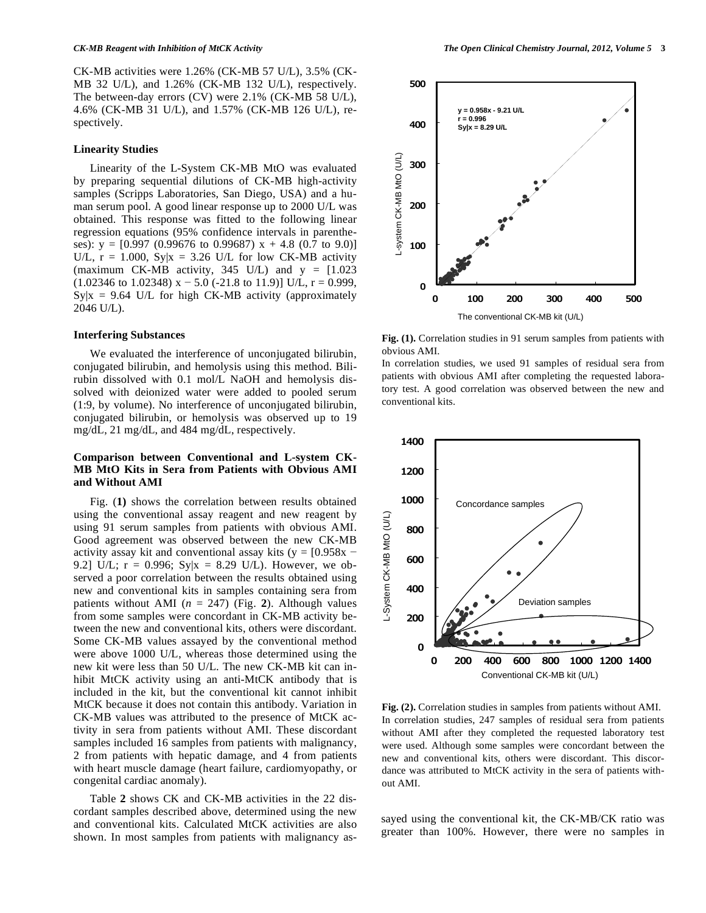CK-MB activities were 1.26% (CK-MB 57 U/L), 3.5% (CK-MB 32 U/L), and 1.26% (CK-MB 132 U/L), respectively. The between-day errors (CV) were 2.1% (CK-MB 58 U/L), 4.6% (CK-MB 31 U/L), and 1.57% (CK-MB 126 U/L), respectively.

### Linearity Studies

Linearity of the L-System CK-MB MtO was evaluated by preparing sequential dilutions of CK-MB high-activity samples (Scripps Laboratories, San Diego, USA) and a human serum pool. A good linear response up to 2000 U/L was obtained. This response was fitted to the following linear regression equations (95% confidence intervals in parentheses): $y = [0.997\ (0.99676 \text{ to } 0.99687)\ x + 4.8\ (0.7 \text{ to } 9.0)]$ U/L, $r = 1.000$, $Sy|x = 3.26$ U/L for low CK-MB activity (maximum CK-MB activity, 345 U/L) and $y = [1.023\ (1.02346 \text{ to } 1.02348)\ x - 5.0\ (-21.8 \text{ to } 11.9)]$ U/L, $r = 0.999$, $Sy|x = 9.64$ U/L for high CK-MB activity (approximately 2046 U/L).

### Interfering Substances

We evaluated the interference of unconjugated bilirubin, conjugated bilirubin, and hemolysis using this method. Bilirubin dissolved with 0.1 mol/L NaOH and hemolysis dissolved with deionized water were added to pooled serum (1:9, by volume). No interference of unconjugated bilirubin, conjugated bilirubin, or hemolysis was observed up to 19 mg/dL, 21 mg/dL, and 484 mg/dL, respectively.

### Comparison between Conventional and L-system CK-MB MtO Kits in Sera from Patients with Obvious AMI and Without AMI

Fig. (**1**) shows the correlation between results obtained using the conventional assay reagent and new reagent by using 91 serum samples from patients with obvious AMI. Good agreement was observed between the new CK-MB activity assay kit and conventional assay kits ($y = [0.958x - 9.2]$ U/L; $r = 0.996$; $Sy|x = 8.29$ U/L). However, we observed a poor correlation between the results obtained using new and conventional kits in samples containing sera from patients without AMI ($n = 247$) (Fig. **2**). Although values from some samples were concordant in CK-MB activity between the new and conventional kits, others were discordant. Some CK-MB values assayed by the conventional method were above 1000 U/L, whereas those determined using the new kit were less than 50 U/L. The new CK-MB kit can inhibit MtCK activity using an anti-MtCK antibody that is included in the kit, but the conventional kit cannot inhibit MtCK because it does not contain this antibody. Variation in CK-MB values was attributed to the presence of MtCK activity in sera from patients without AMI. These discordant samples included 16 samples from patients with malignancy, 2 from patients with hepatic damage, and 4 from patients with heart muscle damage (heart failure, cardiomyopathy, or congenital cardiac anomaly).

Table **2** shows CK and CK-MB activities in the 22 discordant samples described above, determined using the new and conventional kits. Calculated MtCK activities are also shown. In most samples from patients with malignancy assayed using the conventional kit, the CK-MB/CK ratio was greater than 100%. However, there were no samples in

**Fig. (1).** Correlation studies in 91 serum samples from patients with obvious AMI.
In correlation studies, we used 91 samples of residual sera from patients with obvious AMI after completing the requested laboratory test. A good correlation was observed between the new and conventional kits.

**Fig. (2).** Correlation studies in samples from patients without AMI.
In correlation studies, 247 samples of residual sera from patients without AMI after they completed the requested laboratory test were used. Although some samples were concordant between the new and conventional kits, others were discordant. This discordance was attributed to MtCK activity in the sera of patients without AMI.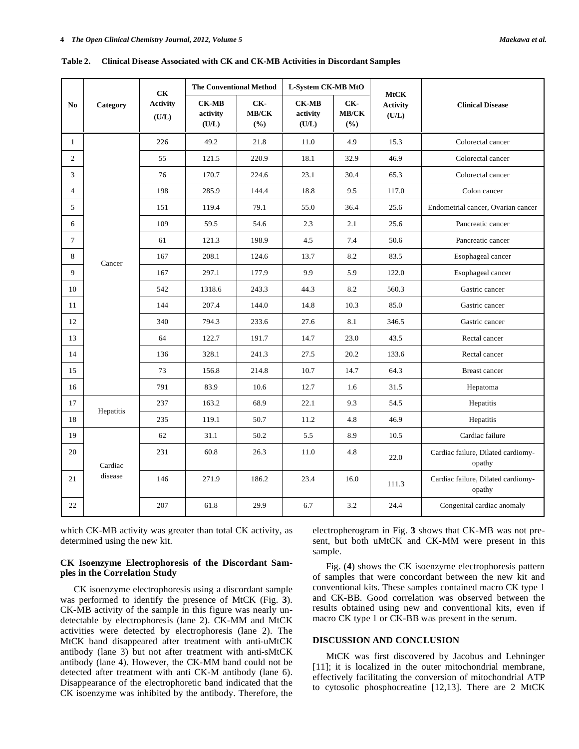**Table 2. Clinical Disease Associated with CK and CK-MB Activities in Discordant Samples**

| No | Category | CK Activity (U/L) | The Conventional Method | | L-System CK-MB MtO | | MtCK Activity (U/L) | Clinical Disease |
|---|---|---|---|---|---|---|---|---|
| | | | CK-MB activity (U/L) | CK-MB/CK (%) | CK-MB activity (U/L) | CK-MB/CK (%) | | |
| 1 | Cancer | 226 | 49.2 | 21.8 | 11.0 | 4.9 | 15.3 | Colorectal cancer |
| 2 | | 55 | 121.5 | 220.9 | 18.1 | 32.9 | 46.9 | Colorectal cancer |
| 3 | | 76 | 170.7 | 224.6 | 23.1 | 30.4 | 65.3 | Colorectal cancer |
| 4 | | 198 | 285.9 | 144.4 | 18.8 | 9.5 | 117.0 | Colon cancer |
| 5 | | 151 | 119.4 | 79.1 | 55.0 | 36.4 | 25.6 | Endometrial cancer, Ovarian cancer |
| 6 | | 109 | 59.5 | 54.6 | 2.3 | 2.1 | 25.6 | Pancreatic cancer |
| 7 | | 61 | 121.3 | 198.9 | 4.5 | 7.4 | 50.6 | Pancreatic cancer |
| 8 | | 167 | 208.1 | 124.6 | 13.7 | 8.2 | 83.5 | Esophageal cancer |
| 9 | | 167 | 297.1 | 177.9 | 9.9 | 5.9 | 122.0 | Esophageal cancer |
| 10 | | 542 | 1318.6 | 243.3 | 44.3 | 8.2 | 560.3 | Gastric cancer |
| 11 | | 144 | 207.4 | 144.0 | 14.8 | 10.3 | 85.0 | Gastric cancer |
| 12 | | 340 | 794.3 | 233.6 | 27.6 | 8.1 | 346.5 | Gastric cancer |
| 13 | | 64 | 122.7 | 191.7 | 14.7 | 23.0 | 43.5 | Rectal cancer |
| 14 | | 136 | 328.1 | 241.3 | 27.5 | 20.2 | 133.6 | Rectal cancer |
| 15 | | 73 | 156.8 | 214.8 | 10.7 | 14.7 | 64.3 | Breast cancer |
| 16 | | 791 | 83.9 | 10.6 | 12.7 | 1.6 | 31.5 | Hepatoma |
| 17 | Hepatitis | 237 | 163.2 | 68.9 | 22.1 | 9.3 | 54.5 | Hepatitis |
| 18 | | 235 | 119.1 | 50.7 | 11.2 | 4.8 | 46.9 | Hepatitis |
| 19 | Cardiac disease | 62 | 31.1 | 50.2 | 5.5 | 8.9 | 10.5 | Cardiac failure |
| 20 | | 231 | 60.8 | 26.3 | 11.0 | 4.8 | 22.0 | Cardiac failure, Dilated cardiomyopathy |
| 21 | | 146 | 271.9 | 186.2 | 23.4 | 16.0 | 111.3 | Cardiac failure, Dilated cardiomyopathy |
| 22 | | 207 | 61.8 | 29.9 | 6.7 | 3.2 | 24.4 | Congenital cardiac anomaly |

which CK-MB activity was greater than total CK activity, as determined using the new kit.

### CK Isoenzyme Electrophoresis of the Discordant Samples in the Correlation Study

CK isoenzyme electrophoresis using a discordant sample was performed to identify the presence of MtCK (Fig. **3**). CK-MB activity of the sample in this figure was nearly undetectable by electrophoresis (lane 2). CK-MM and MtCK activities were detected by electrophoresis (lane 2). The MtCK band disappeared after treatment with anti-uMtCK antibody (lane 3) but not after treatment with anti-sMtCK antibody (lane 4). However, the CK-MM band could not be detected after treatment with anti CK-M antibody (lane 6). Disappearance of the electrophoretic band indicated that the CK isoenzyme was inhibited by the antibody. Therefore, the electropherogram in Fig. **3** shows that CK-MB was not present, but both uMtCK and CK-MM were present in this sample.

Fig. (**4**) shows the CK isoenzyme electrophoresis pattern of samples that were concordant between the new kit and conventional kits. These samples contained macro CK type 1 and CK-BB. Good correlation was observed between the results obtained using new and conventional kits, even if macro CK type 1 or CK-BB was present in the serum.

## DISCUSSION AND CONCLUSION

MtCK was first discovered by Jacobus and Lehninger [11]; it is localized in the outer mitochondrial membrane, effectively facilitating the conversion of mitochondrial ATP to cytosolic phosphocreatine [12,13]. There are 2 MtCK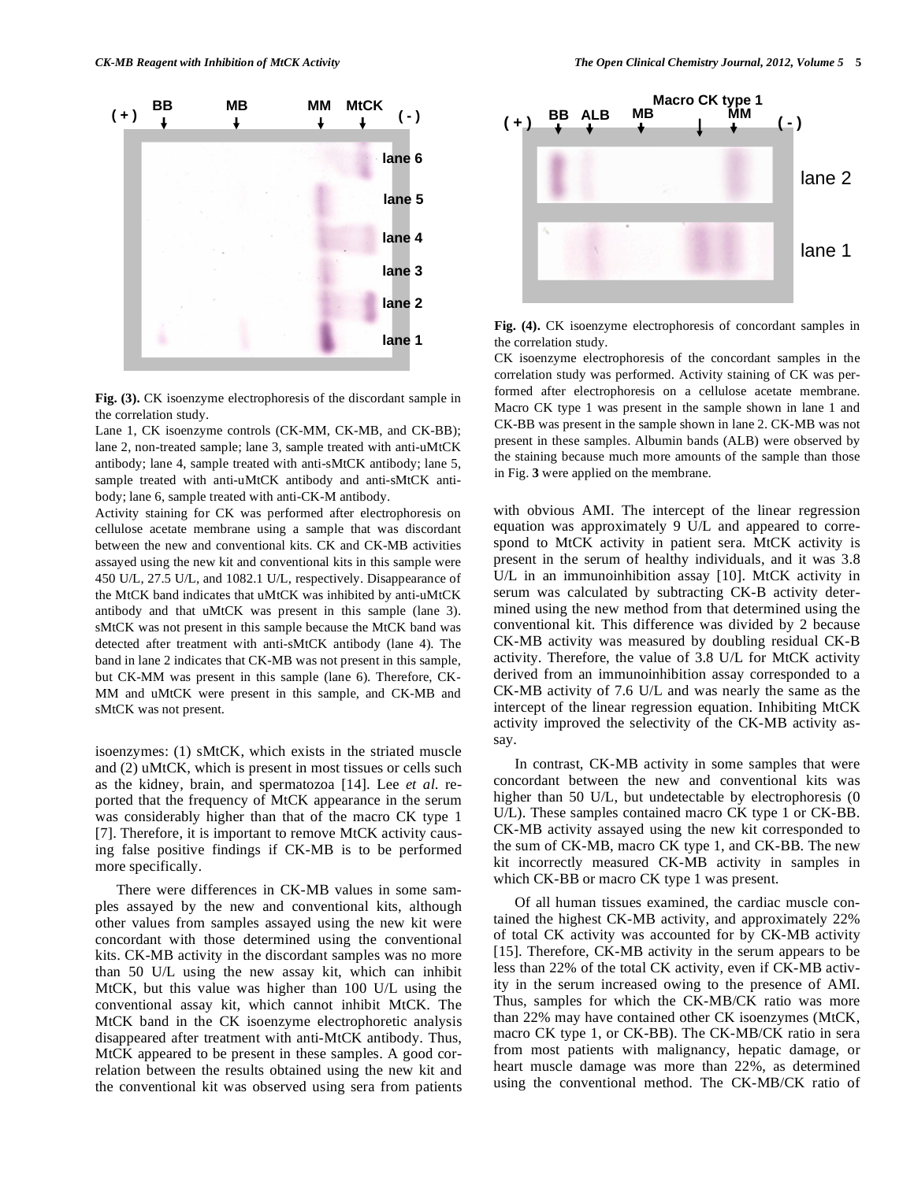**Fig. (3).** CK isoenzyme electrophoresis of the discordant sample in the correlation study.

Lane 1, CK isoenzyme controls (CK-MM, CK-MB, and CK-BB); lane 2, non-treated sample; lane 3, sample treated with anti-uMtCK antibody; lane 4, sample treated with anti-sMtCK antibody; lane 5, sample treated with anti-uMtCK antibody and anti-sMtCK antibody; lane 6, sample treated with anti-CK-M antibody.

Activity staining for CK was performed after electrophoresis on cellulose acetate membrane using a sample that was discordant between the new and conventional kits. CK and CK-MB activities assayed using the new kit and conventional kits in this sample were 450 U/L, 27.5 U/L, and 1082.1 U/L, respectively. Disappearance of the MtCK band indicates that uMtCK was inhibited by anti-uMtCK antibody and that uMtCK was present in this sample (lane 3). sMtCK was not present in this sample because the MtCK band was detected after treatment with anti-sMtCK antibody (lane 4). The band in lane 2 indicates that CK-MB was not present in this sample, but CK-MM was present in this sample (lane 6). Therefore, CK-MM and uMtCK were present in this sample, and CK-MB and sMtCK was not present.

isoenzymes: (1) sMtCK, which exists in the striated muscle and (2) uMtCK, which is present in most tissues or cells such as the kidney, brain, and spermatozoa [14]. Lee *et al.* reported that the frequency of MtCK appearance in the serum was considerably higher than that of the macro CK type 1 [7]. Therefore, it is important to remove MtCK activity causing false positive findings if CK-MB is to be performed more specifically.

There were differences in CK-MB values in some samples assayed by the new and conventional kits, although other values from samples assayed using the new kit were concordant with those determined using the conventional kits. CK-MB activity in the discordant samples was no more than 50 U/L using the new assay kit, which can inhibit MtCK, but this value was higher than 100 U/L using the conventional assay kit, which cannot inhibit MtCK. The MtCK band in the CK isoenzyme electrophoretic analysis disappeared after treatment with anti-MtCK antibody. Thus, MtCK appeared to be present in these samples. A good correlation between the results obtained using the new kit and the conventional kit was observed using sera from patients with obvious AMI. The intercept of the linear regression equation was approximately 9 U/L and appeared to correspond to MtCK activity in patient sera. MtCK activity is present in the serum of healthy individuals, and it was 3.8 U/L in an immunoinhibition assay [10]. MtCK activity in serum was calculated by subtracting CK-B activity determined using the new method from that determined using the conventional kit. This difference was divided by 2 because CK-MB activity was measured by doubling residual CK-B activity. Therefore, the value of 3.8 U/L for MtCK activity derived from an immunoinhibition assay corresponded to a CK-MB activity of 7.6 U/L and was nearly the same as the intercept of the linear regression equation. Inhibiting MtCK activity improved the selectivity of the CK-MB activity assay.

**Fig. (4).** CK isoenzyme electrophoresis of concordant samples in the correlation study.

CK isoenzyme electrophoresis of the concordant samples in the correlation study was performed. Activity staining of CK was performed after electrophoresis on a cellulose acetate membrane. Macro CK type 1 was present in the sample shown in lane 1 and CK-BB was present in the sample shown in lane 2. CK-MB was not present in these samples. Albumin bands (ALB) were observed by the staining because much more amounts of the sample than those in Fig. **3** were applied on the membrane.

In contrast, CK-MB activity in some samples that were concordant between the new and conventional kits was higher than 50 U/L, but undetectable by electrophoresis (0 U/L). These samples contained macro CK type 1 or CK-BB. CK-MB activity assayed using the new kit corresponded to the sum of CK-MB, macro CK type 1, and CK-BB. The new kit incorrectly measured CK-MB activity in samples in which CK-BB or macro CK type 1 was present.

Of all human tissues examined, the cardiac muscle contained the highest CK-MB activity, and approximately 22% of total CK activity was accounted for by CK-MB activity [15]. Therefore, CK-MB activity in the serum appears to be less than 22% of the total CK activity, even if CK-MB activity in the serum increased owing to the presence of AMI. Thus, samples for which the CK-MB/CK ratio was more than 22% may have contained other CK isoenzymes (MtCK, macro CK type 1, or CK-BB). The CK-MB/CK ratio in sera from most patients with malignancy, hepatic damage, or heart muscle damage was more than 22%, as determined using the conventional method. The CK-MB/CK ratio of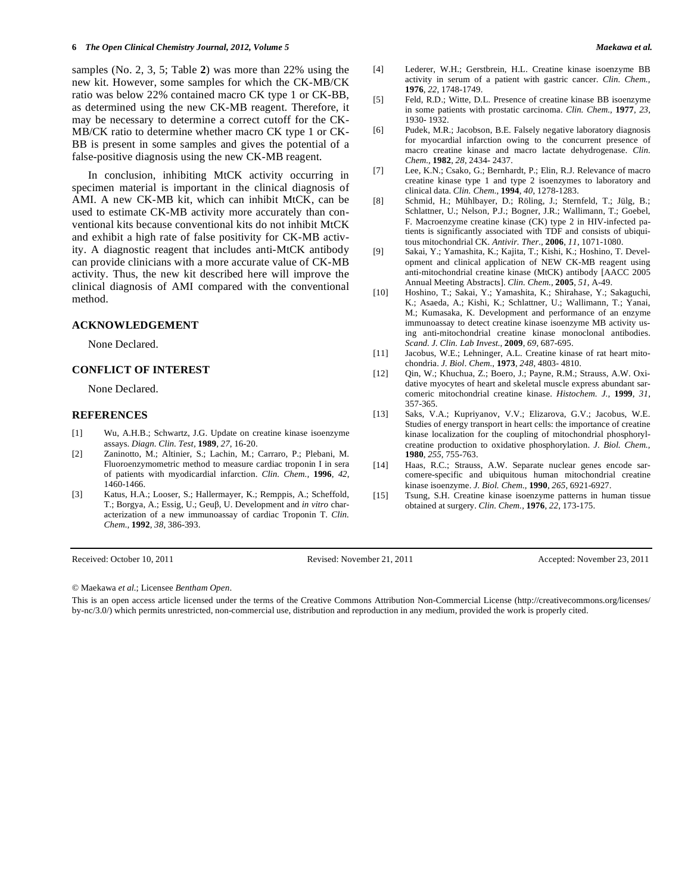samples (No. 2, 3, 5; Table **2**) was more than 22% using the new kit. However, some samples for which the CK-MB/CK ratio was below 22% contained macro CK type 1 or CK-BB, as determined using the new CK-MB reagent. Therefore, it may be necessary to determine a correct cutoff for the CK-MB/CK ratio to determine whether macro CK type 1 or CK-BB is present in some samples and gives the potential of a false-positive diagnosis using the new CK-MB reagent.

In conclusion, inhibiting MtCK activity occurring in specimen material is important in the clinical diagnosis of AMI. A new CK-MB kit, which can inhibit MtCK, can be used to estimate CK-MB activity more accurately than conventional kits because conventional kits do not inhibit MtCK and exhibit a high rate of false positivity for CK-MB activity. A diagnostic reagent that includes anti-MtCK antibody can provide clinicians with a more accurate value of CK-MB activity. Thus, the new kit described here will improve the clinical diagnosis of AMI compared with the conventional method.

## ACKNOWLEDGEMENT

None Declared.

## CONFLICT OF INTEREST

None Declared.

## REFERENCES

[1] Wu, A.H.B.; Schwartz, J.G. Update on creatine kinase isoenzyme assays. *Diagn. Clin. Test*, **1989**, *27*, 16-20.

[2] Zaninotto, M.; Altinier, S.; Lachin, M.; Carraro, P.; Plebani, M. Fluoroenzymometric method to measure cardiac troponin I in sera of patients with myodicardial infarction. *Clin. Chem.*, **1996**, *42*, 1460-1466.

[3] Katus, H.A.; Looser, S.; Hallermayer, K.; Remppis, A.; Scheffold, T.; Borgya, A.; Essig, U.; Geuβ, U. Development and *in vitro* characterization of a new immunoassay of cardiac Troponin T. *Clin. Chem.*, **1992**, *38*, 386-393.

[4] Lederer, W.H.; Gerstbrein, H.L. Creatine kinase isoenzyme BB activity in serum of a patient with gastric cancer. *Clin. Chem.*, **1976**, *22*, 1748-1749.

[5] Feld, R.D.; Witte, D.L. Presence of creatine kinase BB isoenzyme in some patients with prostatic carcinoma. *Clin. Chem.*, **1977**, *23*, 1930- 1932.

[6] Pudek, M.R.; Jacobson, B.E. Falsely negative laboratory diagnosis for myocardial infarction owing to the concurrent presence of macro creatine kinase and macro lactate dehydrogenase. *Clin. Chem.*, **1982**, *28*, 2434- 2437.

[7] Lee, K.N.; Csako, G.; Bernhardt, P.; Elin, R.J. Relevance of macro creatine kinase type 1 and type 2 isoenzymes to laboratory and clinical data. *Clin. Chem.*, **1994**, *40*, 1278-1283.

[8] Schmid, H.; Mühlbayer, D.; Röling, J.; Sternfeld, T.; Jülg, B.; Schlattner, U.; Nelson, P.J.; Bogner, J.R.; Wallimann, T.; Goebel, F. Macroenzyme creatine kinase (CK) type 2 in HIV-infected patients is significantly associated with TDF and consists of ubiquitous mitochondrial CK. *Antivir. Ther.*, **2006**, *11*, 1071-1080.

[9] Sakai, Y.; Yamashita, K.; Kajita, T.; Kishi, K.; Hoshino, T. Development and clinical application of NEW CK-MB reagent using anti-mitochondrial creatine kinase (MtCK) antibody [AACC 2005 Annual Meeting Abstracts]. *Clin. Chem.*, **2005**, *51*, A-49.

[10] Hoshino, T.; Sakai, Y.; Yamashita, K.; Shirahase, Y.; Sakaguchi, K.; Asaeda, A.; Kishi, K.; Schlattner, U.; Wallimann, T.; Yanai, M.; Kumasaka, K. Development and performance of an enzyme immunoassay to detect creatine kinase isoenzyme MB activity using anti-mitochondrial creatine kinase monoclonal antibodies. *Scand. J. Clin. Lab Invest.*, **2009**, *69*, 687-695.

[11] Jacobus, W.E.; Lehninger, A.L. Creatine kinase of rat heart mitochondria. *J. Biol. Chem.*, **1973**, *248*, 4803- 4810.

[12] Qin, W.; Khuchua, Z.; Boero, J.; Payne, R.M.; Strauss, A.W. Oxidative myocytes of heart and skeletal muscle express abundant sarcomeric mitochondrial creatine kinase. *Histochem. J.*, **1999**, *31*, 357-365.

[13] Saks, V.A.; Kupriyanov, V.V.; Elizarova, G.V.; Jacobus, W.E. Studies of energy transport in heart cells: the importance of creatine kinase localization for the coupling of mitochondrial phosphorylcreatine production to oxidative phosphorylation. *J. Biol. Chem.*, **1980**, *255*, 755-763.

[14] Haas, R.C.; Strauss, A.W. Separate nuclear genes encode sarcomere-specific and ubiquitous human mitochondrial creatine kinase isoenzyme. *J. Biol. Chem.*, **1990**, *265*, 6921-6927.

[15] Tsung, S.H. Creatine kinase isoenzyme patterns in human tissue obtained at surgery. *Clin. Chem.*, **1976**, *22*, 173-175.

Received: October 10, 2011 Revised: November 21, 2011 Accepted: November 23, 2011

© Maekawa *et al.*; Licensee *Bentham Open*.

This is an open access article licensed under the terms of the Creative Commons Attribution Non-Commercial License (http://creativecommons.org/licenses/by-nc/3.0/) which permits unrestricted, non-commercial use, distribution and reproduction in any medium, provided the work is properly cited.